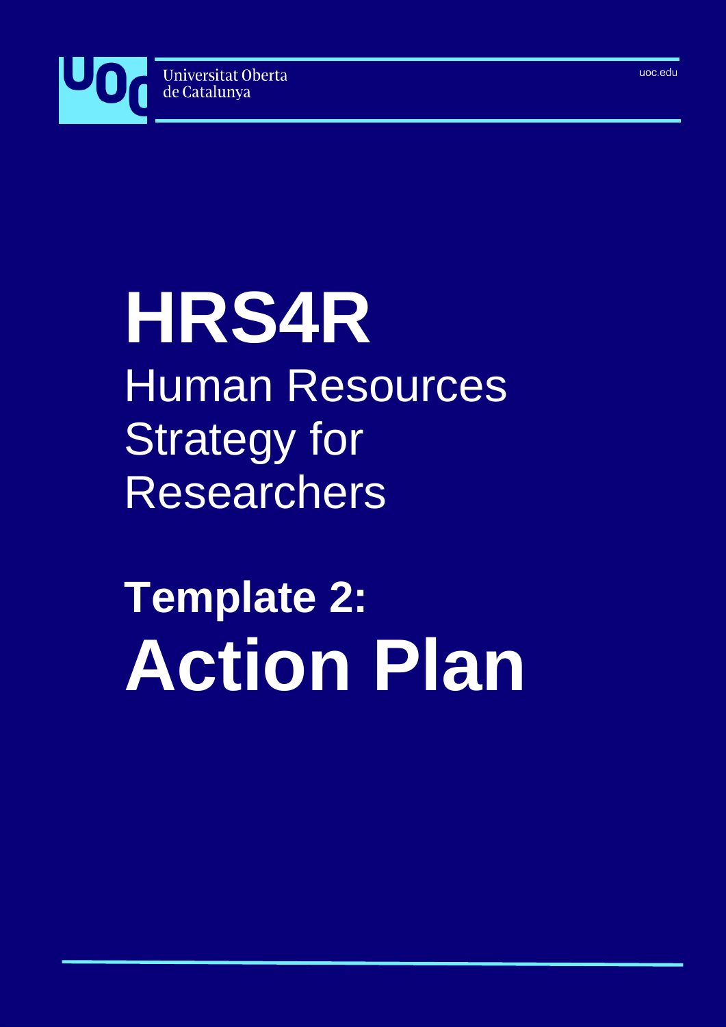Universitat Oberta de Catalunya

uoc.edu

# HRS4R

## Human Resources Strategy for Researchers

# Template 2: Action Plan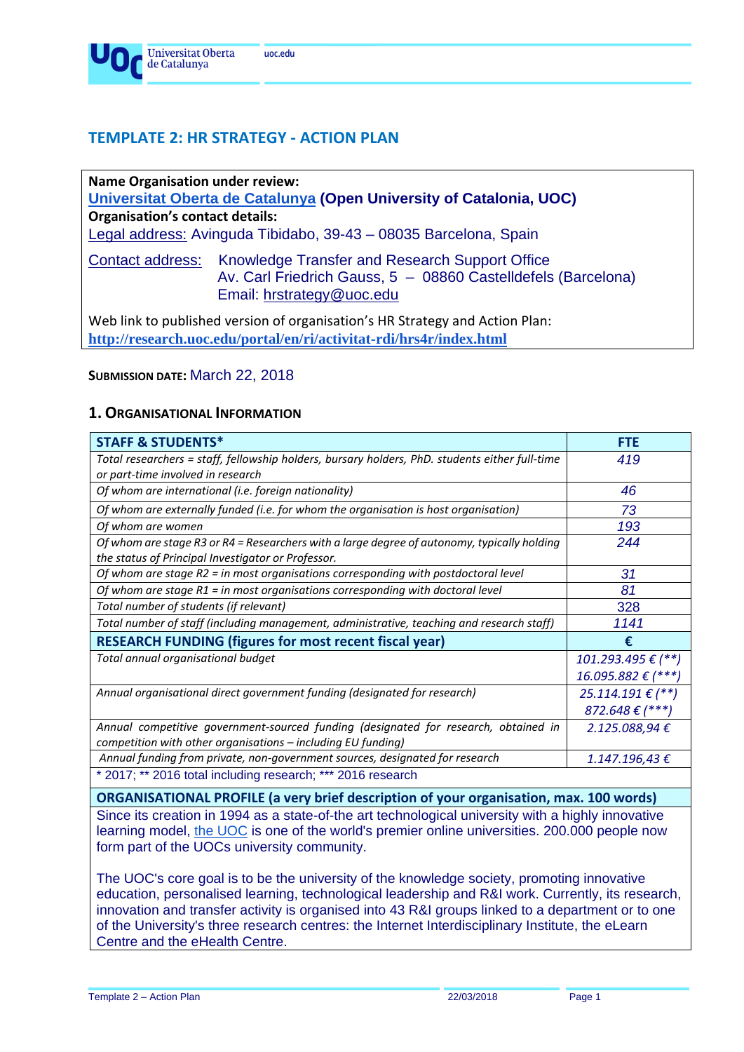# TEMPLATE 2: HR STRATEGY - ACTION PLAN

**Name Organisation under review:**
Universitat Oberta de Catalunya **(Open University of Catalonia, UOC)**
**Organisation's contact details:**
Legal address: Avinguda Tibidabo, 39-43 – 08035 Barcelona, Spain

Contact address: Knowledge Transfer and Research Support Office
Av. Carl Friedrich Gauss, 5 – 08860 Castelldefels (Barcelona)
Email: hrstrategy@uoc.edu

Web link to published version of organisation's HR Strategy and Action Plan:
**http://research.uoc.edu/portal/en/ri/activitat-rdi/hrs4r/index.html**

**SUBMISSION DATE:** March 22, 2018

## 1. ORGANISATIONAL INFORMATION

| **STAFF & STUDENTS*** | **FTE** |
|---|---|
| *Total researchers = staff, fellowship holders, bursary holders, PhD. students either full-time or part-time involved in research* | *419* |
| *Of whom are international (i.e. foreign nationality)* | *46* |
| *Of whom are externally funded (i.e. for whom the organisation is host organisation)* | 73 |
| *Of whom are women* | *193* |
| *Of whom are stage R3 or R4 = Researchers with a large degree of autonomy, typically holding the status of Principal Investigator or Professor.* | *244* |
| *Of whom are stage R2 = in most organisations corresponding with postdoctoral level* | *31* |
| *Of whom are stage R1 = in most organisations corresponding with doctoral level* | *81* |
| *Total number of students (if relevant)* | 328 |
| *Total number of staff (including management, administrative, teaching and research staff)* | *1141* |
| **RESEARCH FUNDING (figures for most recent fiscal year)** | **€** |
| *Total annual organisational budget* | *101.293.495 € (**)* <br> *16.095.882 € (***)* |
| *Annual organisational direct government funding (designated for research)* | *25.114.191 € (**)* <br> *872.648 € (***)* |
| *Annual competitive government-sourced funding (designated for research, obtained in competition with other organisations – including EU funding)* | *2.125.088,94 €* |
| *Annual funding from private, non-government sources, designated for research* | *1.147.196,43 €* |
| * 2017; ** 2016 total including research; *** 2016 research | |

| **ORGANISATIONAL PROFILE (a very brief description of your organisation, max. 100 words)** |
|---|
| Since its creation in 1994 as a state-of-the art technological university with a highly innovative learning model, the UOC is one of the world's premier online universities. 200.000 people now form part of the UOCs university community. <br><br> The UOC's core goal is to be the university of the knowledge society, promoting innovative education, personalised learning, technological leadership and R&I work. Currently, its research, innovation and transfer activity is organised into 43 R&I groups linked to a department or to one of the University's three research centres: the Internet Interdisciplinary Institute, the eLearn Centre and the eHealth Centre. |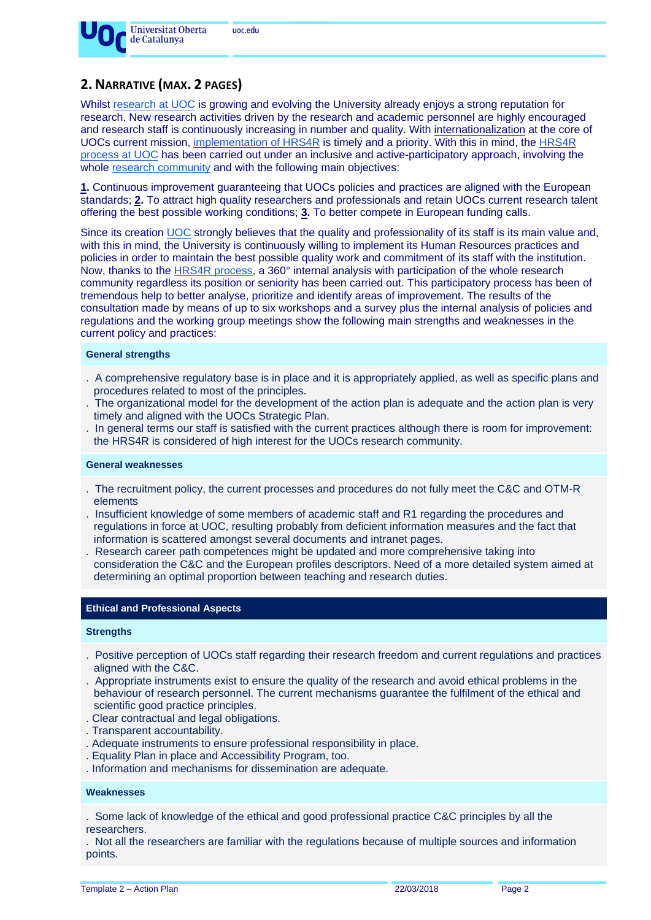## 2. NARRATIVE (MAX. 2 PAGES)

Whilst research at UOC is growing and evolving the University already enjoys a strong reputation for research. New research activities driven by the research and academic personnel are highly encouraged and research staff is continuously increasing in number and quality. With internationalization at the core of UOCs current mission, implementation of HRS4R is timely and a priority. With this in mind, the HRS4R process at UOC has been carried out under an inclusive and active-participatory approach, involving the whole research community and with the following main objectives:

**1.** Continuous improvement guaranteeing that UOCs policies and practices are aligned with the European standards; **2.** To attract high quality researchers and professionals and retain UOCs current research talent offering the best possible working conditions; **3.** To better compete in European funding calls.

Since its creation UOC strongly believes that the quality and professionality of its staff is its main value and, with this in mind, the University is continuously willing to implement its Human Resources practices and policies in order to maintain the best possible quality work and commitment of its staff with the institution. Now, thanks to the HRS4R process, a 360° internal analysis with participation of the whole research community regardless its position or seniority has been carried out. This participatory process has been of tremendous help to better analyse, prioritize and identify areas of improvement. The results of the consultation made by means of up to six workshops and a survey plus the internal analysis of policies and regulations and the working group meetings show the following main strengths and weaknesses in the current policy and practices:

**General strengths**

- A comprehensive regulatory base is in place and it is appropriately applied, as well as specific plans and procedures related to most of the principles.
- The organizational model for the development of the action plan is adequate and the action plan is very timely and aligned with the UOCs Strategic Plan.
- In general terms our staff is satisfied with the current practices although there is room for improvement: the HRS4R is considered of high interest for the UOCs research community.

**General weaknesses**

- The recruitment policy, the current processes and procedures do not fully meet the C&C and OTM-R elements
- Insufficient knowledge of some members of academic staff and R1 regarding the procedures and regulations in force at UOC, resulting probably from deficient information measures and the fact that information is scattered amongst several documents and intranet pages.
- Research career path competences might be updated and more comprehensive taking into consideration the C&C and the European profiles descriptors. Need of a more detailed system aimed at determining an optimal proportion between teaching and research duties.

### Ethical and Professional Aspects

**Strengths**

- Positive perception of UOCs staff regarding their research freedom and current regulations and practices aligned with the C&C.
- Appropriate instruments exist to ensure the quality of the research and avoid ethical problems in the behaviour of research personnel. The current mechanisms guarantee the fulfilment of the ethical and scientific good practice principles.
- Clear contractual and legal obligations.
- Transparent accountability.
- Adequate instruments to ensure professional responsibility in place.
- Equality Plan in place and Accessibility Program, too.
- Information and mechanisms for dissemination are adequate.

**Weaknesses**

- Some lack of knowledge of the ethical and good professional practice C&C principles by all the researchers.
- Not all the researchers are familiar with the regulations because of multiple sources and information points.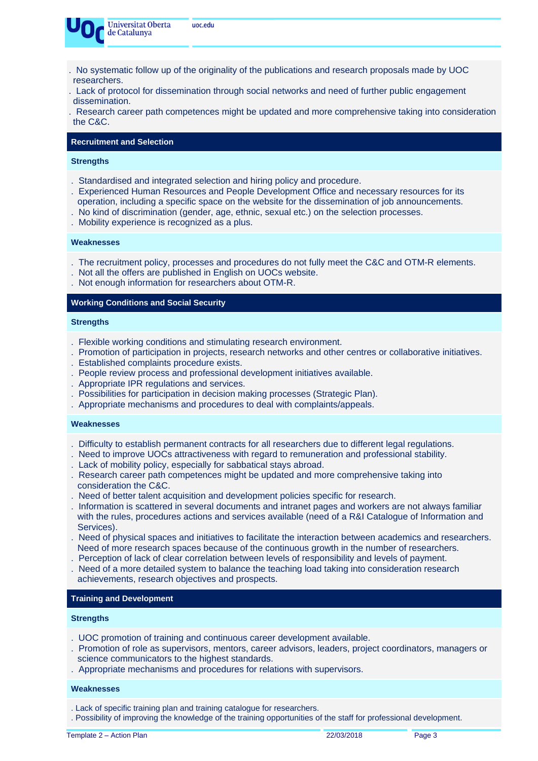. No systematic follow up of the originality of the publications and research proposals made by UOC researchers.
. Lack of protocol for dissemination through social networks and need of further public engagement dissemination.
. Research career path competences might be updated and more comprehensive taking into consideration the C&C.

## Recruitment and Selection

### Strengths

. Standardised and integrated selection and hiring policy and procedure.
. Experienced Human Resources and People Development Office and necessary resources for its operation, including a specific space on the website for the dissemination of job announcements.
. No kind of discrimination (gender, age, ethnic, sexual etc.) on the selection processes.
. Mobility experience is recognized as a plus.

### Weaknesses

. The recruitment policy, processes and procedures do not fully meet the C&C and OTM-R elements.
. Not all the offers are published in English on UOCs website.
. Not enough information for researchers about OTM-R.

## Working Conditions and Social Security

### Strengths

. Flexible working conditions and stimulating research environment.
. Promotion of participation in projects, research networks and other centres or collaborative initiatives.
. Established complaints procedure exists.
. People review process and professional development initiatives available.
. Appropriate IPR regulations and services.
. Possibilities for participation in decision making processes (Strategic Plan).
. Appropriate mechanisms and procedures to deal with complaints/appeals.

### Weaknesses

. Difficulty to establish permanent contracts for all researchers due to different legal regulations.
. Need to improve UOCs attractiveness with regard to remuneration and professional stability.
. Lack of mobility policy, especially for sabbatical stays abroad.
. Research career path competences might be updated and more comprehensive taking into consideration the C&C.
. Need of better talent acquisition and development policies specific for research.
. Information is scattered in several documents and intranet pages and workers are not always familiar with the rules, procedures actions and services available (need of a R&I Catalogue of Information and Services).
. Need of physical spaces and initiatives to facilitate the interaction between academics and researchers. Need of more research spaces because of the continuous growth in the number of researchers.
. Perception of lack of clear correlation between levels of responsibility and levels of payment.
. Need of a more detailed system to balance the teaching load taking into consideration research achievements, research objectives and prospects.

## Training and Development

### Strengths

. UOC promotion of training and continuous career development available.
. Promotion of role as supervisors, mentors, career advisors, leaders, project coordinators, managers or science communicators to the highest standards.
. Appropriate mechanisms and procedures for relations with supervisors.

### Weaknesses

. Lack of specific training plan and training catalogue for researchers.
. Possibility of improving the knowledge of the training opportunities of the staff for professional development.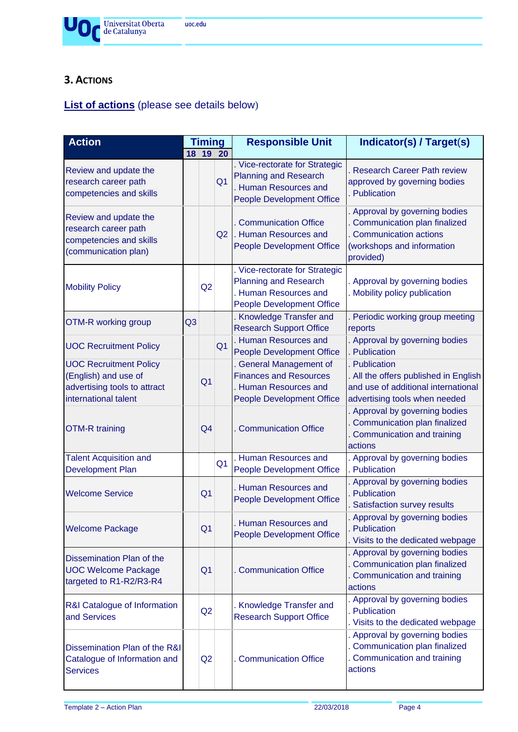## 3. ACTIONS

**List of actions** (please see details below)

| Action | Timing | | | Responsible Unit | Indicator(s) / Target(s) |
|---|---|---|---|---|---|
| | 18 | 19 | 20 | | |
| Review and update the research career path competencies and skills | | | Q1 | . Vice-rectorate for Strategic Planning and Research<br>. Human Resources and People Development Office | . Research Career Path review approved by governing bodies<br>. Publication |
| Review and update the research career path competencies and skills (communication plan) | | | Q2 | . Communication Office<br>. Human Resources and People Development Office | . Approval by governing bodies<br>. Communication plan finalized<br>. Communication actions (workshops and information provided) |
| Mobility Policy | | Q2 | | . Vice-rectorate for Strategic Planning and Research<br>. Human Resources and People Development Office | . Approval by governing bodies<br>. Mobility policy publication |
| OTM-R working group | Q3 | | | . Knowledge Transfer and Research Support Office | . Periodic working group meeting reports |
| UOC Recruitment Policy | | | Q1 | . Human Resources and People Development Office | . Approval by governing bodies<br>. Publication |
| UOC Recruitment Policy (English) and use of advertising tools to attract international talent | | Q1 | | . General Management of Finances and Resources<br>. Human Resources and People Development Office | . Publication<br>. All the offers published in English and use of additional international advertising tools when needed |
| OTM-R training | | Q4 | | . Communication Office | . Approval by governing bodies<br>. Communication plan finalized<br>. Communication and training actions |
| Talent Acquisition and Development Plan | | | Q1 | . Human Resources and People Development Office | . Approval by governing bodies<br>. Publication |
| Welcome Service | | Q1 | | . Human Resources and People Development Office | . Approval by governing bodies<br>. Publication<br>. Satisfaction survey results |
| Welcome Package | | Q1 | | . Human Resources and People Development Office | . Approval by governing bodies<br>. Publication<br>. Visits to the dedicated webpage |
| Dissemination Plan of the UOC Welcome Package targeted to R1-R2/R3-R4 | | Q1 | | . Communication Office | . Approval by governing bodies<br>. Communication plan finalized<br>. Communication and training actions |
| R&I Catalogue of Information and Services | | Q2 | | . Knowledge Transfer and Research Support Office | . Approval by governing bodies<br>. Publication<br>. Visits to the dedicated webpage |
| Dissemination Plan of the R&I Catalogue of Information and Services | | Q2 | | . Communication Office | . Approval by governing bodies<br>. Communication plan finalized<br>. Communication and training actions |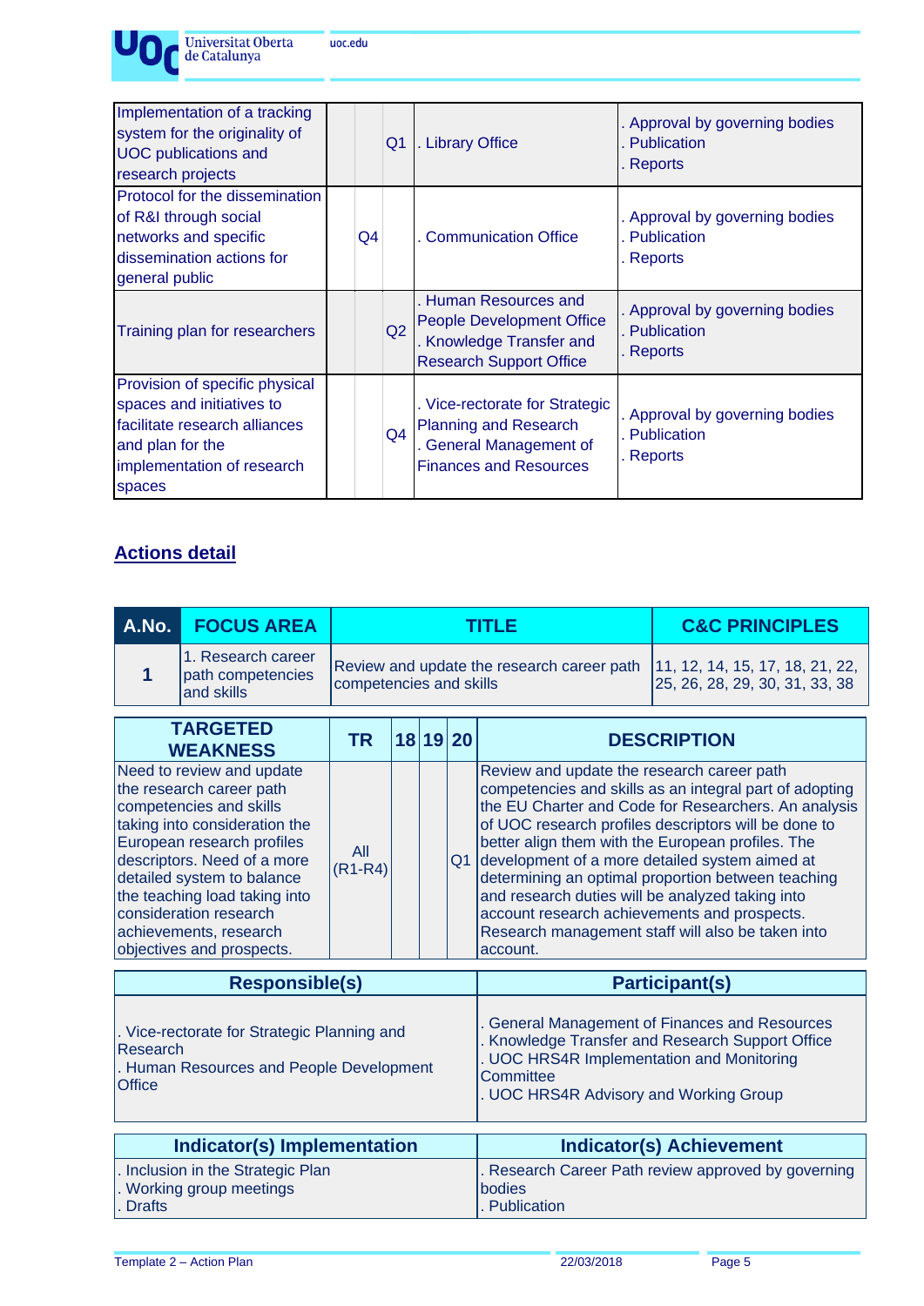| | | | | | |
|---|---|---|---|---|---|
| Implementation of a tracking system for the originality of UOC publications and research projects | | | Q1 | . Library Office | . Approval by governing bodies<br>. Publication<br>. Reports |
| Protocol for the dissemination of R&I through social networks and specific dissemination actions for general public | | Q4 | | . Communication Office | . Approval by governing bodies<br>. Publication<br>. Reports |
| Training plan for researchers | | | Q2 | . Human Resources and People Development Office<br>. Knowledge Transfer and Research Support Office | . Approval by governing bodies<br>. Publication<br>. Reports |
| Provision of specific physical spaces and initiatives to facilitate research alliances and plan for the implementation of research spaces | | | Q4 | . Vice-rectorate for Strategic Planning and Research<br>. General Management of Finances and Resources | . Approval by governing bodies<br>. Publication<br>. Reports |

## Actions detail

| A.No. | FOCUS AREA | TITLE | C&C PRINCIPLES |
|---|---|---|---|
| 1 | 1. Research career path competencies and skills | Review and update the research career path competencies and skills | 11, 12, 14, 15, 17, 18, 21, 22, 25, 26, 28, 29, 30, 31, 33, 38 |

| TARGETED WEAKNESS | TR | 18 | 19 | 20 | DESCRIPTION |
|---|---|---|---|---|---|
| Need to review and update the research career path competencies and skills taking into consideration the European research profiles descriptors. Need of a more detailed system to balance the teaching load taking into consideration research achievements, research objectives and prospects. | All (R1-R4) | | | Q1 | Review and update the research career path competencies and skills as an integral part of adopting the EU Charter and Code for Researchers. An analysis of UOC research profiles descriptors will be done to better align them with the European profiles. The development of a more detailed system aimed at determining an optimal proportion between teaching and research duties will be analyzed taking into account research achievements and prospects. Research management staff will also be taken into account. |

| Responsible(s) | Participant(s) |
|---|---|
| . Vice-rectorate for Strategic Planning and Research<br>. Human Resources and People Development Office | . General Management of Finances and Resources<br>. Knowledge Transfer and Research Support Office<br>. UOC HRS4R Implementation and Monitoring Committee<br>. UOC HRS4R Advisory and Working Group |

| Indicator(s) Implementation | Indicator(s) Achievement |
|---|---|
| . Inclusion in the Strategic Plan<br>. Working group meetings<br>. Drafts | . Research Career Path review approved by governing bodies<br>. Publication |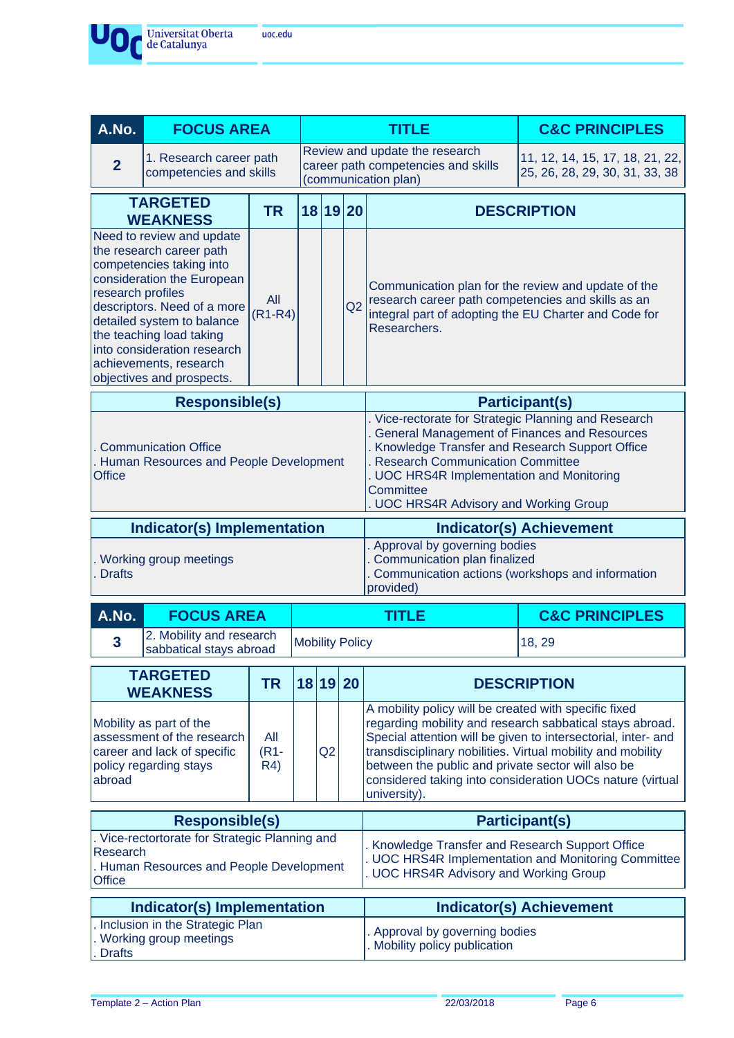| A.No. | FOCUS AREA | TITLE | C&C PRINCIPLES |
|---|---|---|---|
| 2 | 1. Research career path competencies and skills | Review and update the research career path competencies and skills (communication plan) | 11, 12, 14, 15, 17, 18, 21, 22, 25, 26, 28, 29, 30, 31, 33, 38 |

| TARGETED WEAKNESS | TR | 18 | 19 | 20 | DESCRIPTION |
|---|---|---|---|---|---|
| Need to review and update the research career path competencies taking into consideration the European research profiles descriptors. Need of a more detailed system to balance the teaching load taking into consideration research achievements, research objectives and prospects. | All (R1-R4) | | | Q2 | Communication plan for the review and update of the research career path competencies and skills as an integral part of adopting the EU Charter and Code for Researchers. |

| Responsible(s) | Participant(s) |
|---|---|
| . Communication Office<br>. Human Resources and People Development Office | . Vice-rectorate for Strategic Planning and Research<br>. General Management of Finances and Resources<br>. Knowledge Transfer and Research Support Office<br>. Research Communication Committee<br>. UOC HRS4R Implementation and Monitoring Committee<br>. UOC HRS4R Advisory and Working Group |

| Indicator(s) Implementation | Indicator(s) Achievement |
|---|---|
| . Working group meetings<br>. Drafts | . Approval by governing bodies<br>. Communication plan finalized<br>. Communication actions (workshops and information provided) |

| A.No. | FOCUS AREA | TITLE | C&C PRINCIPLES |
|---|---|---|---|
| 3 | 2. Mobility and research sabbatical stays abroad | Mobility Policy | 18, 29 |

| TARGETED WEAKNESS | TR | 18 | 19 | 20 | DESCRIPTION |
|---|---|---|---|---|---|
| Mobility as part of the assessment of the research career path and lack of specific policy regarding stays abroad | All (R1-R4) | | Q2 | | A mobility policy will be created with specific fixed regarding mobility and research sabbatical stays abroad. Special attention will be given to intersectorial, inter- and transdisciplinary nobilities. Virtual mobility and mobility between the public and private sector will also be considered taking into consideration UOCs nature (virtual university). |

| Responsible(s) | Participant(s) |
|---|---|
| . Vice-rectortorate for Strategic Planning and Research<br>. Human Resources and People Development Office | . Knowledge Transfer and Research Support Office<br>. UOC HRS4R Implementation and Monitoring Committee<br>. UOC HRS4R Advisory and Working Group |

| Indicator(s) Implementation | Indicator(s) Achievement |
|---|---|
| . Inclusion in the Strategic Plan<br>. Working group meetings<br>. Drafts | . Approval by governing bodies<br>. Mobility policy publication |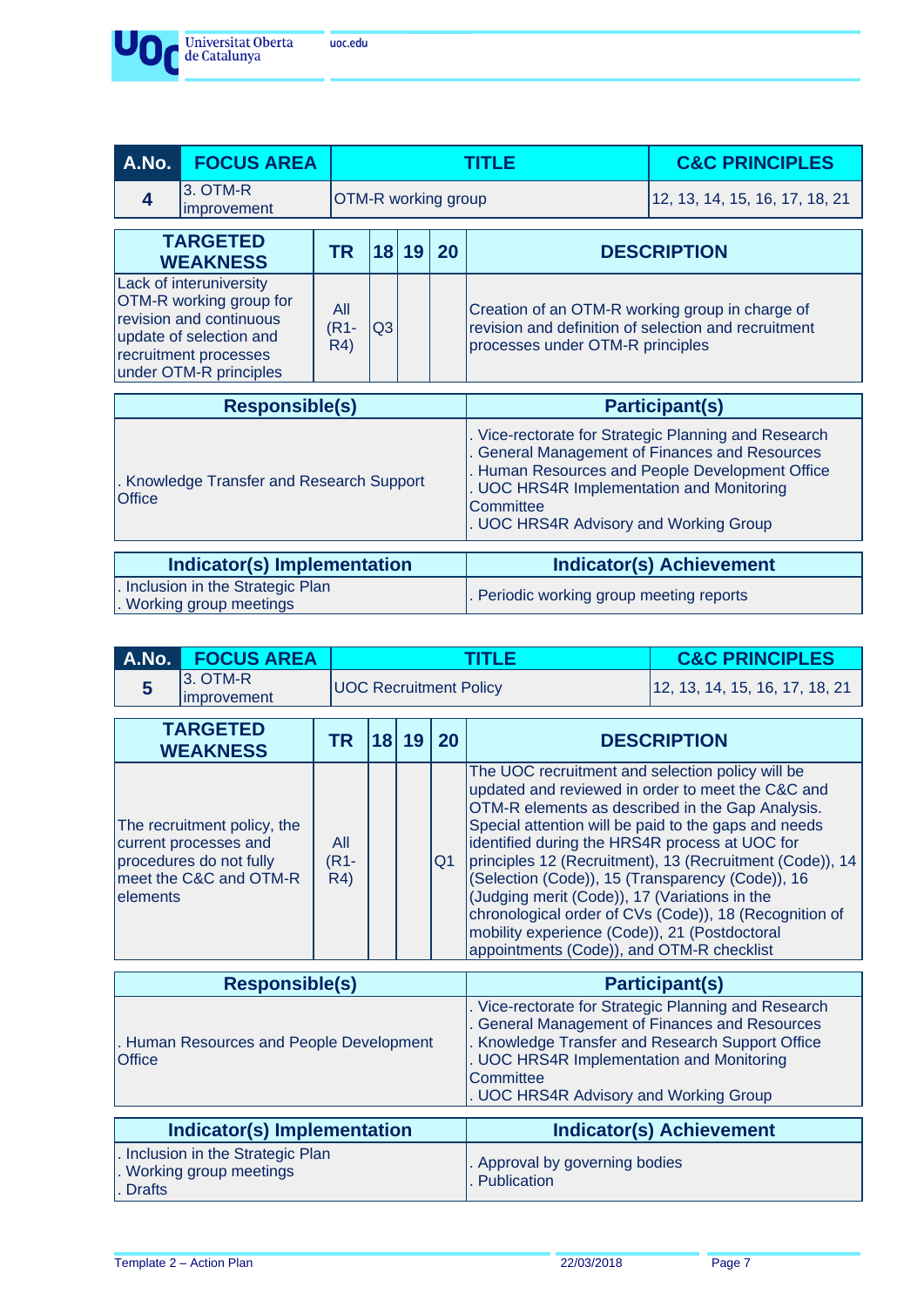| A.No. | FOCUS AREA | TITLE | C&C PRINCIPLES |
|---|---|---|---|
| 4 | 3. OTM-R improvement | OTM-R working group | 12, 13, 14, 15, 16, 17, 18, 21 |

| TARGETED WEAKNESS | TR | 18 | 19 | 20 | DESCRIPTION |
|---|---|---|---|---|---|
| Lack of interuniversity OTM-R working group for revision and continuous update of selection and recruitment processes under OTM-R principles | All (R1-R4) | Q3 | | | Creation of an OTM-R working group in charge of revision and definition of selection and recruitment processes under OTM-R principles |

| Responsible(s) | Participant(s) |
|---|---|
| . Knowledge Transfer and Research Support Office | . Vice-rectorate for Strategic Planning and Research<br>. General Management of Finances and Resources<br>. Human Resources and People Development Office<br>. UOC HRS4R Implementation and Monitoring Committee<br>. UOC HRS4R Advisory and Working Group |

| Indicator(s) Implementation | Indicator(s) Achievement |
|---|---|
| . Inclusion in the Strategic Plan<br>. Working group meetings | . Periodic working group meeting reports |

| A.No. | FOCUS AREA | TITLE | C&C PRINCIPLES |
|---|---|---|---|
| 5 | 3. OTM-R improvement | UOC Recruitment Policy | 12, 13, 14, 15, 16, 17, 18, 21 |

| TARGETED WEAKNESS | TR | 18 | 19 | 20 | DESCRIPTION |
|---|---|---|---|---|---|
| The recruitment policy, the current processes and procedures do not fully meet the C&C and OTM-R elements | All (R1-R4) | | | Q1 | The UOC recruitment and selection policy will be updated and reviewed in order to meet the C&C and OTM-R elements as described in the Gap Analysis. Special attention will be paid to the gaps and needs identified during the HRS4R process at UOC for principles 12 (Recruitment), 13 (Recruitment (Code)), 14 (Selection (Code)), 15 (Transparency (Code)), 16 (Judging merit (Code)), 17 (Variations in the chronological order of CVs (Code)), 18 (Recognition of mobility experience (Code)), 21 (Postdoctoral appointments (Code)), and OTM-R checklist |

| Responsible(s) | Participant(s) |
|---|---|
| . Human Resources and People Development Office | . Vice-rectorate for Strategic Planning and Research<br>. General Management of Finances and Resources<br>. Knowledge Transfer and Research Support Office<br>. UOC HRS4R Implementation and Monitoring Committee<br>. UOC HRS4R Advisory and Working Group |

| Indicator(s) Implementation | Indicator(s) Achievement |
|---|---|
| . Inclusion in the Strategic Plan<br>. Working group meetings<br>. Drafts | . Approval by governing bodies<br>. Publication |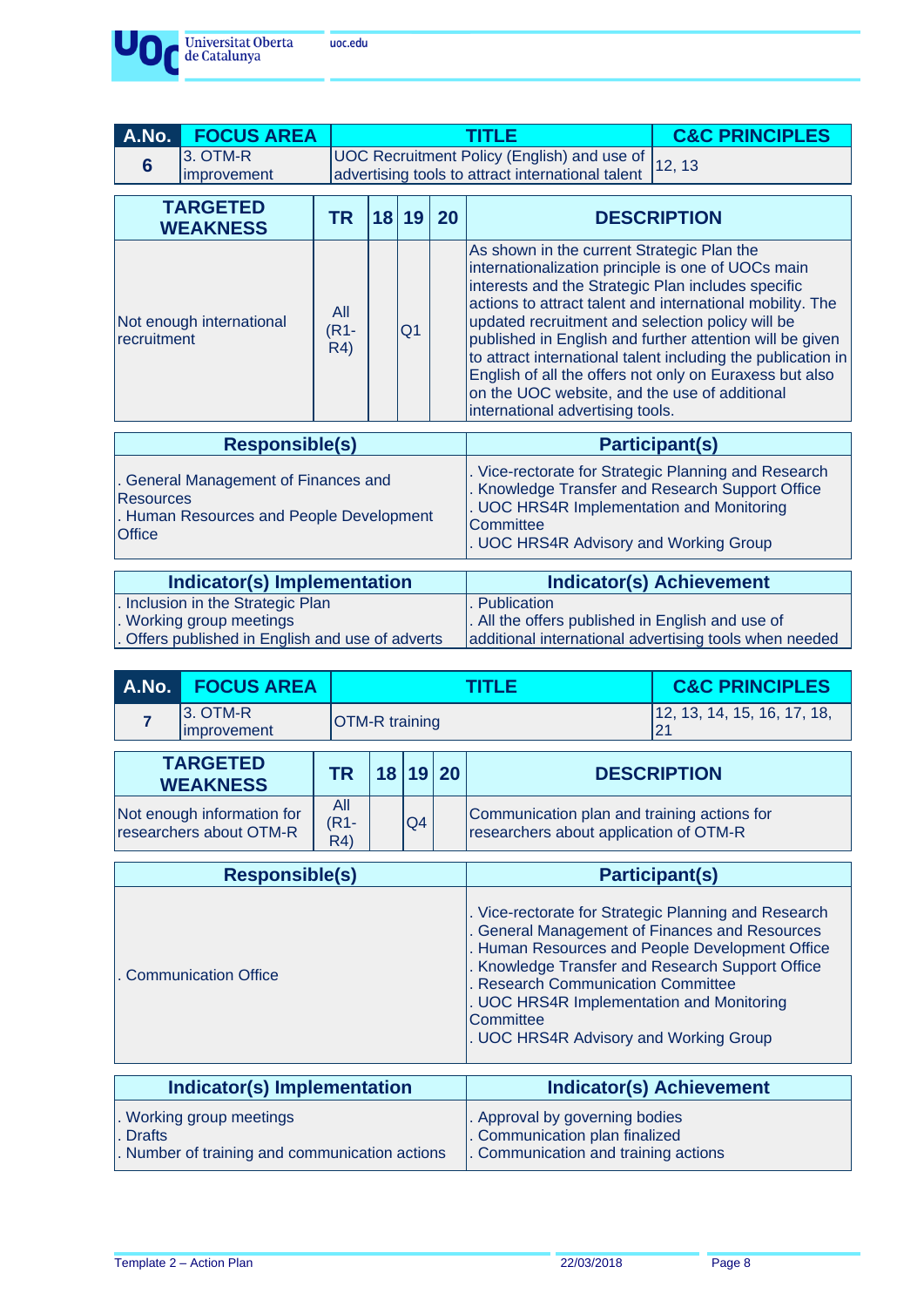| A.No. | FOCUS AREA | TITLE | C&C PRINCIPLES |
|---|---|---|---|
| 6 | 3. OTM-R improvement | UOC Recruitment Policy (English) and use of advertising tools to attract international talent | 12, 13 |

| TARGETED WEAKNESS | TR | 18 | 19 | 20 | DESCRIPTION |
|---|---|---|---|---|---|
| Not enough international recruitment | All (R1-R4) | | Q1 | | As shown in the current Strategic Plan the internationalization principle is one of UOCs main interests and the Strategic Plan includes specific actions to attract talent and international mobility. The updated recruitment and selection policy will be published in English and further attention will be given to attract international talent including the publication in English of all the offers not only on Euraxess but also on the UOC website, and the use of additional international advertising tools. |

| Responsible(s) | Participant(s) |
|---|---|
| . General Management of Finances and Resources<br>. Human Resources and People Development Office | . Vice-rectorate for Strategic Planning and Research<br>. Knowledge Transfer and Research Support Office<br>. UOC HRS4R Implementation and Monitoring Committee<br>. UOC HRS4R Advisory and Working Group |

| Indicator(s) Implementation | Indicator(s) Achievement |
|---|---|
| . Inclusion in the Strategic Plan<br>. Working group meetings<br>. Offers published in English and use of adverts | . Publication<br>. All the offers published in English and use of additional international advertising tools when needed |

| A.No. | FOCUS AREA | TITLE | C&C PRINCIPLES |
|---|---|---|---|
| 7 | 3. OTM-R improvement | OTM-R training | 12, 13, 14, 15, 16, 17, 18, 21 |

| TARGETED WEAKNESS | TR | 18 | 19 | 20 | DESCRIPTION |
|---|---|---|---|---|---|
| Not enough information for researchers about OTM-R | All (R1-R4) | | Q4 | | Communication plan and training actions for researchers about application of OTM-R |

| Responsible(s) | Participant(s) |
|---|---|
| . Communication Office | . Vice-rectorate for Strategic Planning and Research<br>. General Management of Finances and Resources<br>. Human Resources and People Development Office<br>. Knowledge Transfer and Research Support Office<br>. Research Communication Committee<br>. UOC HRS4R Implementation and Monitoring Committee<br>. UOC HRS4R Advisory and Working Group |

| Indicator(s) Implementation | Indicator(s) Achievement |
|---|---|
| . Working group meetings<br>. Drafts<br>. Number of training and communication actions | . Approval by governing bodies<br>. Communication plan finalized<br>. Communication and training actions |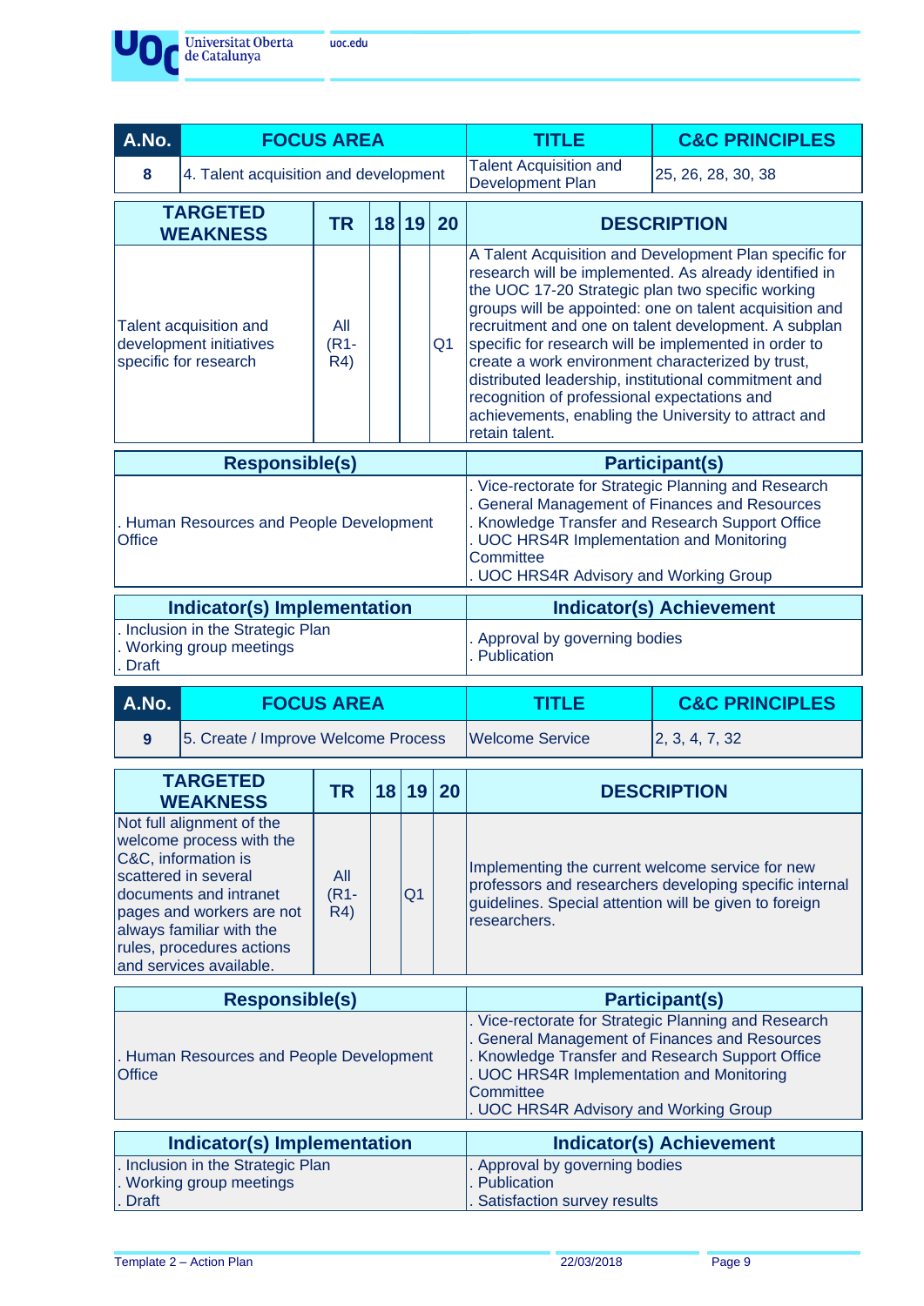| A.No. | FOCUS AREA | TITLE | C&C PRINCIPLES |
|---|---|---|---|
| 8 | 4. Talent acquisition and development | Talent Acquisition and Development Plan | 25, 26, 28, 30, 38 |

| TARGETED WEAKNESS | TR | 18 | 19 | 20 | DESCRIPTION |
|---|---|---|---|---|---|
| Talent acquisition and development initiatives specific for research | All (R1-R4) | | | Q1 | A Talent Acquisition and Development Plan specific for research will be implemented. As already identified in the UOC 17-20 Strategic plan two specific working groups will be appointed: one on talent acquisition and recruitment and one on talent development. A subplan specific for research will be implemented in order to create a work environment characterized by trust, distributed leadership, institutional commitment and recognition of professional expectations and achievements, enabling the University to attract and retain talent. |

| Responsible(s) | Participant(s) |
|---|---|
| . Human Resources and People Development Office | . Vice-rectorate for Strategic Planning and Research<br>. General Management of Finances and Resources<br>. Knowledge Transfer and Research Support Office<br>. UOC HRS4R Implementation and Monitoring Committee<br>. UOC HRS4R Advisory and Working Group |

| Indicator(s) Implementation | Indicator(s) Achievement |
|---|---|
| . Inclusion in the Strategic Plan<br>. Working group meetings<br>. Draft | . Approval by governing bodies<br>. Publication |

| A.No. | FOCUS AREA | TITLE | C&C PRINCIPLES |
|---|---|---|---|
| 9 | 5. Create / Improve Welcome Process | Welcome Service | 2, 3, 4, 7, 32 |

| TARGETED WEAKNESS | TR | 18 | 19 | 20 | DESCRIPTION |
|---|---|---|---|---|---|
| Not full alignment of the welcome process with the C&C, information is scattered in several documents and intranet pages and workers are not always familiar with the rules, procedures actions and services available. | All (R1-R4) | | Q1 | | Implementing the current welcome service for new professors and researchers developing specific internal guidelines. Special attention will be given to foreign researchers. |

| Responsible(s) | Participant(s) |
|---|---|
| . Human Resources and People Development Office | . Vice-rectorate for Strategic Planning and Research<br>. General Management of Finances and Resources<br>. Knowledge Transfer and Research Support Office<br>. UOC HRS4R Implementation and Monitoring Committee<br>. UOC HRS4R Advisory and Working Group |

| Indicator(s) Implementation | Indicator(s) Achievement |
|---|---|
| . Inclusion in the Strategic Plan<br>. Working group meetings<br>. Draft | . Approval by governing bodies<br>. Publication<br>. Satisfaction survey results |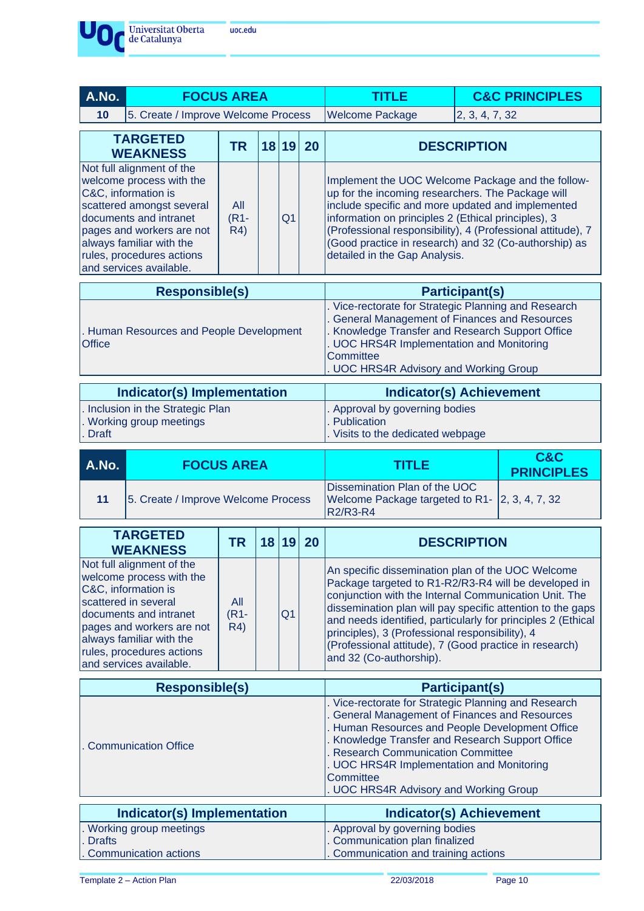| A.No. | FOCUS AREA | TITLE | C&C PRINCIPLES |
|---|---|---|---|
| 10 | 5. Create / Improve Welcome Process | Welcome Package | 2, 3, 4, 7, 32 |

| TARGETED WEAKNESS | TR | 18 | 19 | 20 | DESCRIPTION |
|---|---|---|---|---|---|
| Not full alignment of the welcome process with the C&C, information is scattered amongst several documents and intranet pages and workers are not always familiar with the rules, procedures actions and services available. | All (R1-R4) | | Q1 | | Implement the UOC Welcome Package and the follow-up for the incoming researchers. The Package will include specific and more updated and implemented information on principles 2 (Ethical principles), 3 (Professional responsibility), 4 (Professional attitude), 7 (Good practice in research) and 32 (Co-authorship) as detailed in the Gap Analysis. |

| Responsible(s) | Participant(s) |
|---|---|
| . Human Resources and People Development Office | . Vice-rectorate for Strategic Planning and Research<br>. General Management of Finances and Resources<br>. Knowledge Transfer and Research Support Office<br>. UOC HRS4R Implementation and Monitoring Committee<br>. UOC HRS4R Advisory and Working Group |

| Indicator(s) Implementation | Indicator(s) Achievement |
|---|---|
| . Inclusion in the Strategic Plan<br>. Working group meetings<br>. Draft | . Approval by governing bodies<br>. Publication<br>. Visits to the dedicated webpage |

| A.No. | FOCUS AREA | TITLE | C&C PRINCIPLES |
|---|---|---|---|
| 11 | 5. Create / Improve Welcome Process | Dissemination Plan of the UOC Welcome Package targeted to R1-R2/R3-R4 | 2, 3, 4, 7, 32 |

| TARGETED WEAKNESS | TR | 18 | 19 | 20 | DESCRIPTION |
|---|---|---|---|---|---|
| Not full alignment of the welcome process with the C&C, information is scattered in several documents and intranet pages and workers are not always familiar with the rules, procedures actions and services available. | All (R1-R4) | | Q1 | | An specific dissemination plan of the UOC Welcome Package targeted to R1-R2/R3-R4 will be developed in conjunction with the Internal Communication Unit. The dissemination plan will pay specific attention to the gaps and needs identified, particularly for principles 2 (Ethical principles), 3 (Professional responsibility), 4 (Professional attitude), 7 (Good practice in research) and 32 (Co-authorship). |

| Responsible(s) | Participant(s) |
|---|---|
| . Communication Office | . Vice-rectorate for Strategic Planning and Research<br>. General Management of Finances and Resources<br>. Human Resources and People Development Office<br>. Knowledge Transfer and Research Support Office<br>. Research Communication Committee<br>. UOC HRS4R Implementation and Monitoring Committee<br>. UOC HRS4R Advisory and Working Group |

| Indicator(s) Implementation | Indicator(s) Achievement |
|---|---|
| . Working group meetings<br>. Drafts<br>. Communication actions | . Approval by governing bodies<br>. Communication plan finalized<br>. Communication and training actions |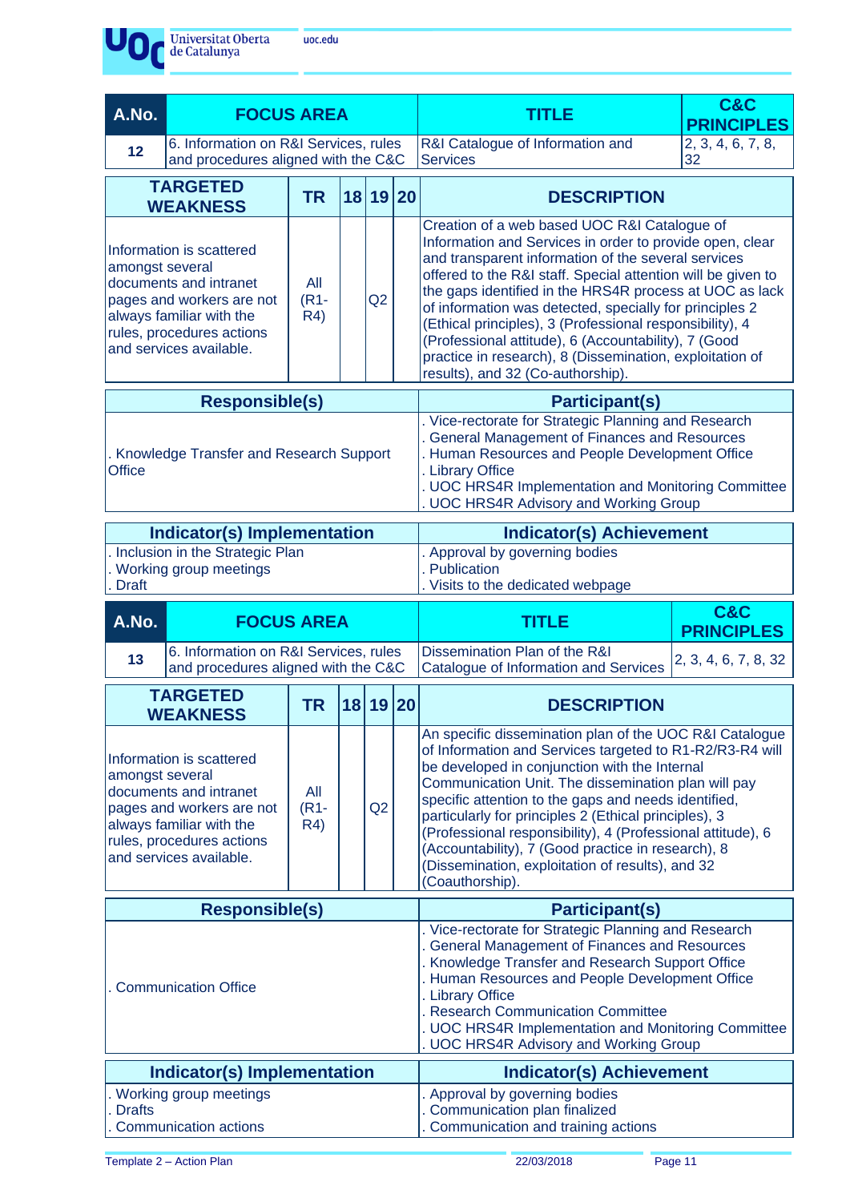| A.No. | FOCUS AREA | TITLE | C&C PRINCIPLES |
|---|---|---|---|
| 12 | 6. Information on R&I Services, rules and procedures aligned with the C&C | R&I Catalogue of Information and Services | 2, 3, 4, 6, 7, 8, 32 |

| TARGETED WEAKNESS | TR | 18 | 19 | 20 | DESCRIPTION |
|---|---|---|---|---|---|
| Information is scattered amongst several documents and intranet pages and workers are not always familiar with the rules, procedures actions and services available. | All (R1-R4) | | Q2 | | Creation of a web based UOC R&I Catalogue of Information and Services in order to provide open, clear and transparent information of the several services offered to the R&I staff. Special attention will be given to the gaps identified in the HRS4R process at UOC as lack of information was detected, specially for principles 2 (Ethical principles), 3 (Professional responsibility), 4 (Professional attitude), 6 (Accountability), 7 (Good practice in research), 8 (Dissemination, exploitation of results), and 32 (Co-authorship). |

| Responsible(s) | Participant(s) |
|---|---|
| . Knowledge Transfer and Research Support Office | . Vice-rectorate for Strategic Planning and Research<br>. General Management of Finances and Resources<br>. Human Resources and People Development Office<br>. Library Office<br>. UOC HRS4R Implementation and Monitoring Committee<br>. UOC HRS4R Advisory and Working Group |

| Indicator(s) Implementation | Indicator(s) Achievement |
|---|---|
| . Inclusion in the Strategic Plan<br>. Working group meetings<br>. Draft | . Approval by governing bodies<br>. Publication<br>. Visits to the dedicated webpage |

| A.No. | FOCUS AREA | TITLE | C&C PRINCIPLES |
|---|---|---|---|
| 13 | 6. Information on R&I Services, rules and procedures aligned with the C&C | Dissemination Plan of the R&I Catalogue of Information and Services | 2, 3, 4, 6, 7, 8, 32 |

| TARGETED WEAKNESS | TR | 18 | 19 | 20 | DESCRIPTION |
|---|---|---|---|---|---|
| Information is scattered amongst several documents and intranet pages and workers are not always familiar with the rules, procedures actions and services available. | All (R1-R4) | | Q2 | | An specific dissemination plan of the UOC R&I Catalogue of Information and Services targeted to R1-R2/R3-R4 will be developed in conjunction with the Internal Communication Unit. The dissemination plan will pay specific attention to the gaps and needs identified, particularly for principles 2 (Ethical principles), 3 (Professional responsibility), 4 (Professional attitude), 6 (Accountability), 7 (Good practice in research), 8 (Dissemination, exploitation of results), and 32 (Coauthorship). |

| Responsible(s) | Participant(s) |
|---|---|
| . Communication Office | . Vice-rectorate for Strategic Planning and Research<br>. General Management of Finances and Resources<br>. Knowledge Transfer and Research Support Office<br>. Human Resources and People Development Office<br>. Library Office<br>. Research Communication Committee<br>. UOC HRS4R Implementation and Monitoring Committee<br>. UOC HRS4R Advisory and Working Group |

| Indicator(s) Implementation | Indicator(s) Achievement |
|---|---|
| . Working group meetings<br>. Drafts<br>. Communication actions | . Approval by governing bodies<br>. Communication plan finalized<br>. Communication and training actions |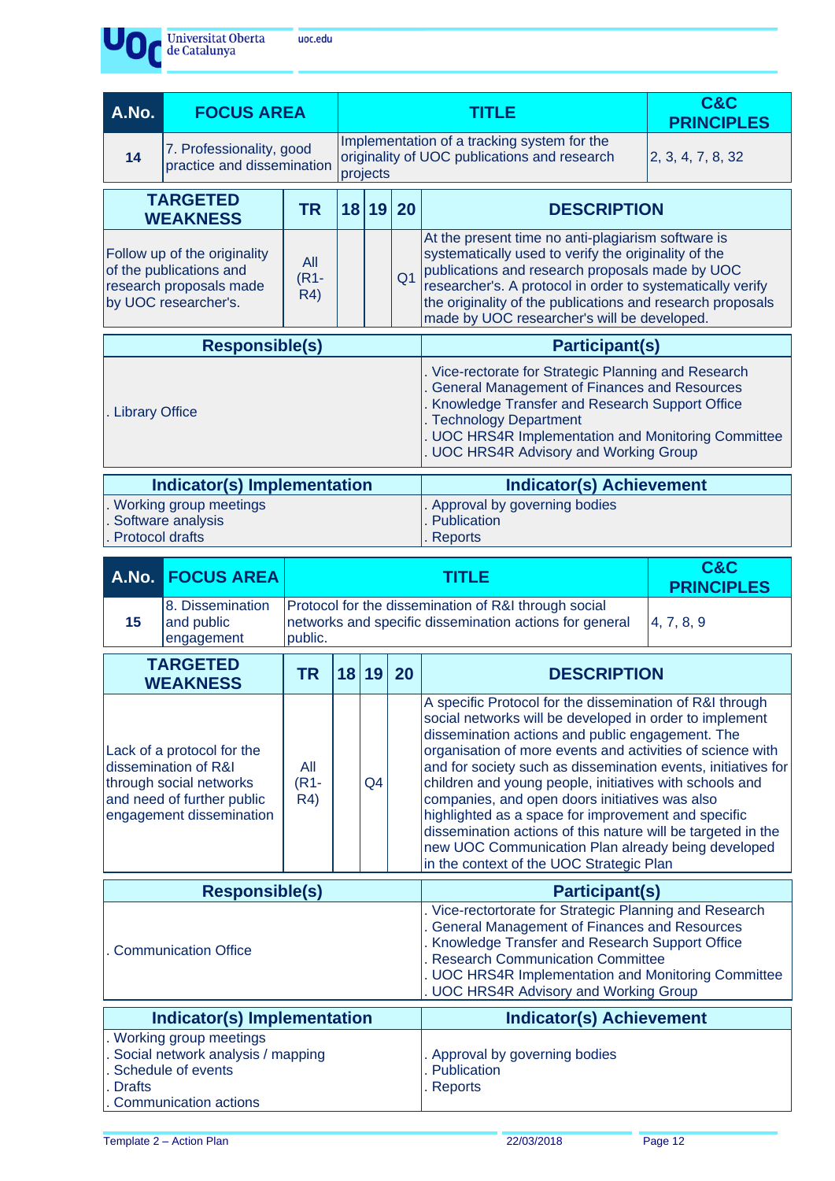| A.No. | FOCUS AREA | TITLE | C&C PRINCIPLES |
|---|---|---|---|
| 14 | 7. Professionality, good practice and dissemination | Implementation of a tracking system for the originality of UOC publications and research projects | 2, 3, 4, 7, 8, 32 |

| TARGETED WEAKNESS | TR | 18 | 19 | 20 | DESCRIPTION |
|---|---|---|---|---|---|
| Follow up of the originality of the publications and research proposals made by UOC researcher's. | All (R1-R4) | | | Q1 | At the present time no anti-plagiarism software is systematically used to verify the originality of the publications and research proposals made by UOC researcher's. A protocol in order to systematically verify the originality of the publications and research proposals made by UOC researcher's will be developed. |

| Responsible(s) | Participant(s) |
|---|---|
| . Library Office | . Vice-rectorate for Strategic Planning and Research<br>. General Management of Finances and Resources<br>. Knowledge Transfer and Research Support Office<br>. Technology Department<br>. UOC HRS4R Implementation and Monitoring Committee<br>. UOC HRS4R Advisory and Working Group |

| Indicator(s) Implementation | Indicator(s) Achievement |
|---|---|
| . Working group meetings<br>. Software analysis<br>. Protocol drafts | . Approval by governing bodies<br>. Publication<br>. Reports |

| A.No. | FOCUS AREA | TITLE | C&C PRINCIPLES |
|---|---|---|---|
| 15 | 8. Dissemination and public engagement | Protocol for the dissemination of R&I through social networks and specific dissemination actions for general public. | 4, 7, 8, 9 |

| TARGETED WEAKNESS | TR | 18 | 19 | 20 | DESCRIPTION |
|---|---|---|---|---|---|
| Lack of a protocol for the dissemination of R&I through social networks and need of further public engagement dissemination | All (R1-R4) | | Q4 | | A specific Protocol for the dissemination of R&I through social networks will be developed in order to implement dissemination actions and public engagement. The organisation of more events and activities of science with and for society such as dissemination events, initiatives for children and young people, initiatives with schools and companies, and open doors initiatives was also highlighted as a space for improvement and specific dissemination actions of this nature will be targeted in the new UOC Communication Plan already being developed in the context of the UOC Strategic Plan |

| Responsible(s) | Participant(s) |
|---|---|
| . Communication Office | . Vice-rectortorate for Strategic Planning and Research<br>. General Management of Finances and Resources<br>. Knowledge Transfer and Research Support Office<br>. Research Communication Committee<br>. UOC HRS4R Implementation and Monitoring Committee<br>. UOC HRS4R Advisory and Working Group |

| Indicator(s) Implementation | Indicator(s) Achievement |
|---|---|
| . Working group meetings<br>. Social network analysis / mapping<br>. Schedule of events<br>. Drafts<br>. Communication actions | . Approval by governing bodies<br>. Publication<br>. Reports |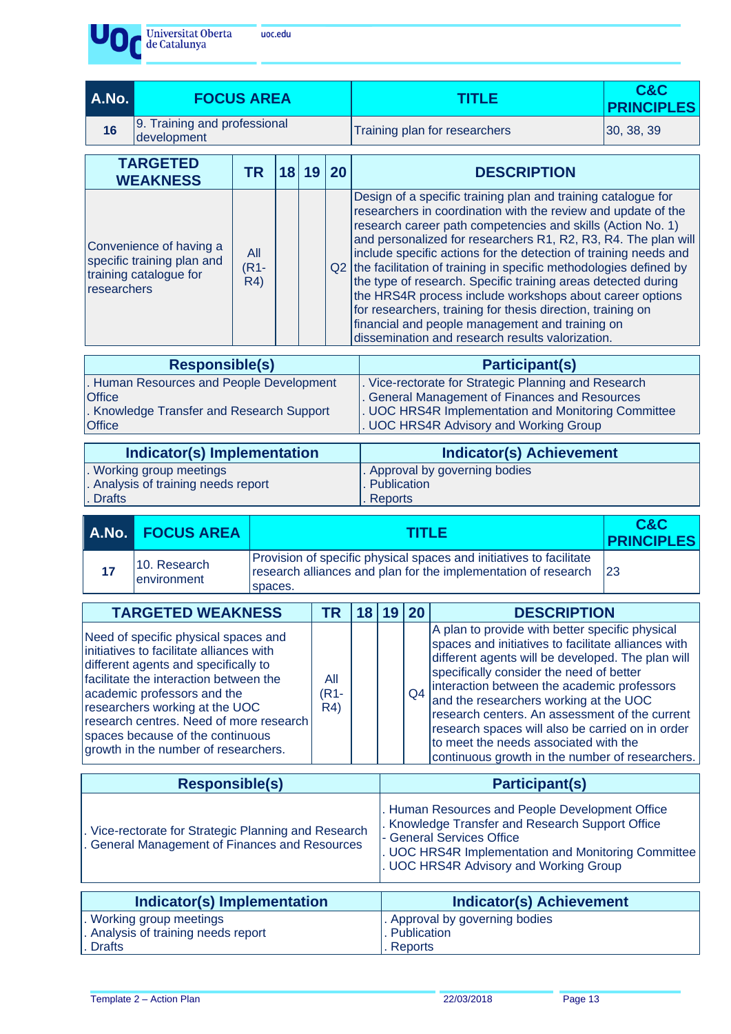| A.No. | FOCUS AREA | TITLE | C&C PRINCIPLES |
|---|---|---|---|
| 16 | 9. Training and professional development | Training plan for researchers | 30, 38, 39 |

| TARGETED WEAKNESS | TR | 18 | 19 | 20 | DESCRIPTION |
|---|---|---|---|---|---|
| Convenience of having a specific training plan and training catalogue for researchers | All (R1-R4) | | | Q2 | Design of a specific training plan and training catalogue for researchers in coordination with the review and update of the research career path competencies and skills (Action No. 1) and personalized for researchers R1, R2, R3, R4. The plan will include specific actions for the detection of training needs and the facilitation of training in specific methodologies defined by the type of research. Specific training areas detected during the HRS4R process include workshops about career options for researchers, training for thesis direction, training on financial and people management and training on dissemination and research results valorization. |

| Responsible(s) | Participant(s) |
|---|---|
| . Human Resources and People Development Office<br>. Knowledge Transfer and Research Support Office | . Vice-rectorate for Strategic Planning and Research<br>. General Management of Finances and Resources<br>. UOC HRS4R Implementation and Monitoring Committee<br>. UOC HRS4R Advisory and Working Group |

| Indicator(s) Implementation | Indicator(s) Achievement |
|---|---|
| . Working group meetings<br>. Analysis of training needs report<br>. Drafts | . Approval by governing bodies<br>. Publication<br>. Reports |

| A.No. | FOCUS AREA | TITLE | C&C PRINCIPLES |
|---|---|---|---|
| 17 | 10. Research environment | Provision of specific physical spaces and initiatives to facilitate research alliances and plan for the implementation of research spaces. | 23 |

| TARGETED WEAKNESS | TR | 18 | 19 | 20 | DESCRIPTION |
|---|---|---|---|---|---|
| Need of specific physical spaces and initiatives to facilitate alliances with different agents and specifically to facilitate the interaction between the academic professors and the researchers working at the UOC research centres. Need of more research spaces because of the continuous growth in the number of researchers. | All (R1-R4) | | | Q4 | A plan to provide with better specific physical spaces and initiatives to facilitate alliances with different agents will be developed. The plan will specifically consider the need of better interaction between the academic professors and the researchers working at the UOC research centers. An assessment of the current research spaces will also be carried on in order to meet the needs associated with the continuous growth in the number of researchers. |

| Responsible(s) | Participant(s) |
|---|---|
| . Vice-rectorate for Strategic Planning and Research<br>. General Management of Finances and Resources | . Human Resources and People Development Office<br>. Knowledge Transfer and Research Support Office<br>- General Services Office<br>. UOC HRS4R Implementation and Monitoring Committee<br>. UOC HRS4R Advisory and Working Group |

| Indicator(s) Implementation | Indicator(s) Achievement |
|---|---|
| . Working group meetings<br>. Analysis of training needs report<br>. Drafts | . Approval by governing bodies<br>. Publication<br>. Reports |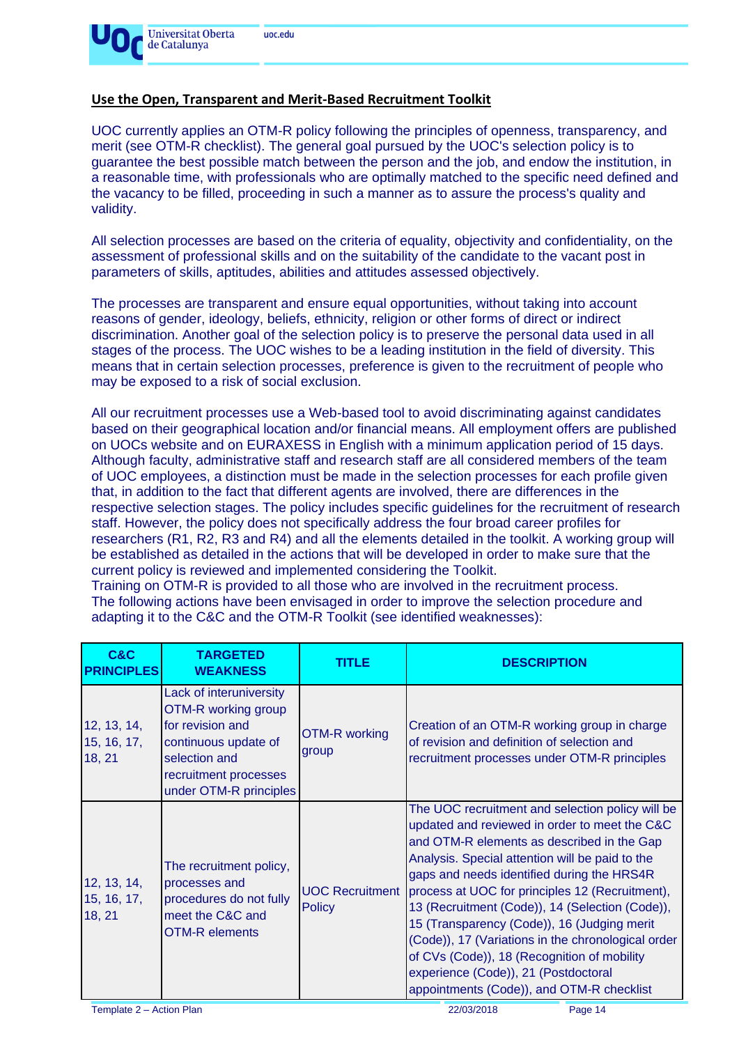**Use the Open, Transparent and Merit-Based Recruitment Toolkit**

UOC currently applies an OTM-R policy following the principles of openness, transparency, and merit (see OTM-R checklist). The general goal pursued by the UOC's selection policy is to guarantee the best possible match between the person and the job, and endow the institution, in a reasonable time, with professionals who are optimally matched to the specific need defined and the vacancy to be filled, proceeding in such a manner as to assure the process's quality and validity.

All selection processes are based on the criteria of equality, objectivity and confidentiality, on the assessment of professional skills and on the suitability of the candidate to the vacant post in parameters of skills, aptitudes, abilities and attitudes assessed objectively.

The processes are transparent and ensure equal opportunities, without taking into account reasons of gender, ideology, beliefs, ethnicity, religion or other forms of direct or indirect discrimination. Another goal of the selection policy is to preserve the personal data used in all stages of the process. The UOC wishes to be a leading institution in the field of diversity. This means that in certain selection processes, preference is given to the recruitment of people who may be exposed to a risk of social exclusion.

All our recruitment processes use a Web-based tool to avoid discriminating against candidates based on their geographical location and/or financial means. All employment offers are published on UOCs website and on EURAXESS in English with a minimum application period of 15 days. Although faculty, administrative staff and research staff are all considered members of the team of UOC employees, a distinction must be made in the selection processes for each profile given that, in addition to the fact that different agents are involved, there are differences in the respective selection stages. The policy includes specific guidelines for the recruitment of research staff. However, the policy does not specifically address the four broad career profiles for researchers (R1, R2, R3 and R4) and all the elements detailed in the toolkit. A working group will be established as detailed in the actions that will be developed in order to make sure that the current policy is reviewed and implemented considering the Toolkit.
Training on OTM-R is provided to all those who are involved in the recruitment process.
The following actions have been envisaged in order to improve the selection procedure and adapting it to the C&C and the OTM-R Toolkit (see identified weaknesses):

| C&C PRINCIPLES | TARGETED WEAKNESS | TITLE | DESCRIPTION |
|---|---|---|---|
| 12, 13, 14, 15, 16, 17, 18, 21 | Lack of interuniversity OTM-R working group for revision and continuous update of selection and recruitment processes under OTM-R principles | OTM-R working group | Creation of an OTM-R working group in charge of revision and definition of selection and recruitment processes under OTM-R principles |
| 12, 13, 14, 15, 16, 17, 18, 21 | The recruitment policy, processes and procedures do not fully meet the C&C and OTM-R elements | UOC Recruitment Policy | The UOC recruitment and selection policy will be updated and reviewed in order to meet the C&C and OTM-R elements as described in the Gap Analysis. Special attention will be paid to the gaps and needs identified during the HRS4R process at UOC for principles 12 (Recruitment), 13 (Recruitment (Code)), 14 (Selection (Code)), 15 (Transparency (Code)), 16 (Judging merit (Code)), 17 (Variations in the chronological order of CVs (Code)), 18 (Recognition of mobility experience (Code)), 21 (Postdoctoral appointments (Code)), and OTM-R checklist |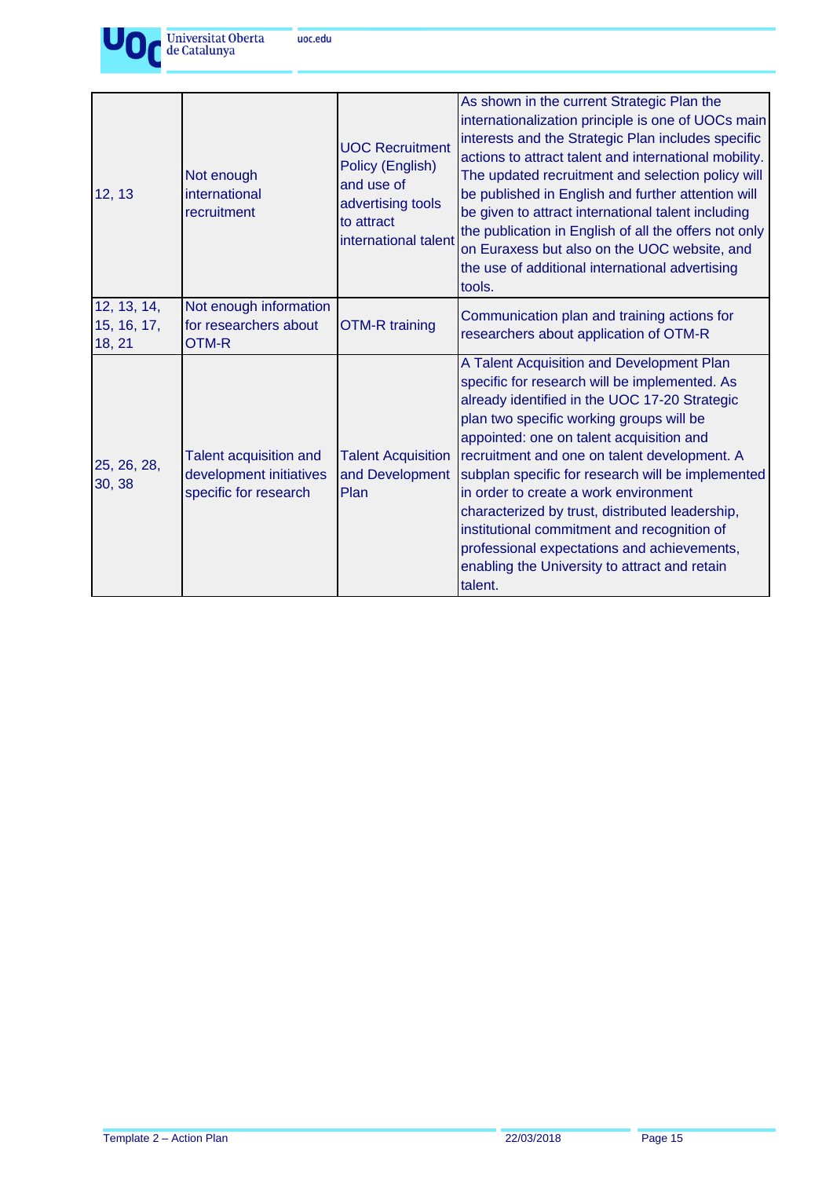| 12, 13 | Not enough international recruitment | UOC Recruitment Policy (English) and use of advertising tools to attract international talent | As shown in the current Strategic Plan the internationalization principle is one of UOCs main interests and the Strategic Plan includes specific actions to attract talent and international mobility. The updated recruitment and selection policy will be published in English and further attention will be given to attract international talent including the publication in English of all the offers not only on Euraxess but also on the UOC website, and the use of additional international advertising tools. |
|---|---|---|---|
| 12, 13, 14, 15, 16, 17, 18, 21 | Not enough information for researchers about OTM-R | OTM-R training | Communication plan and training actions for researchers about application of OTM-R |
| 25, 26, 28, 30, 38 | Talent acquisition and development initiatives specific for research | Talent Acquisition and Development Plan | A Talent Acquisition and Development Plan specific for research will be implemented. As already identified in the UOC 17-20 Strategic plan two specific working groups will be appointed: one on talent acquisition and recruitment and one on talent development. A subplan specific for research will be implemented in order to create a work environment characterized by trust, distributed leadership, institutional commitment and recognition of professional expectations and achievements, enabling the University to attract and retain talent. |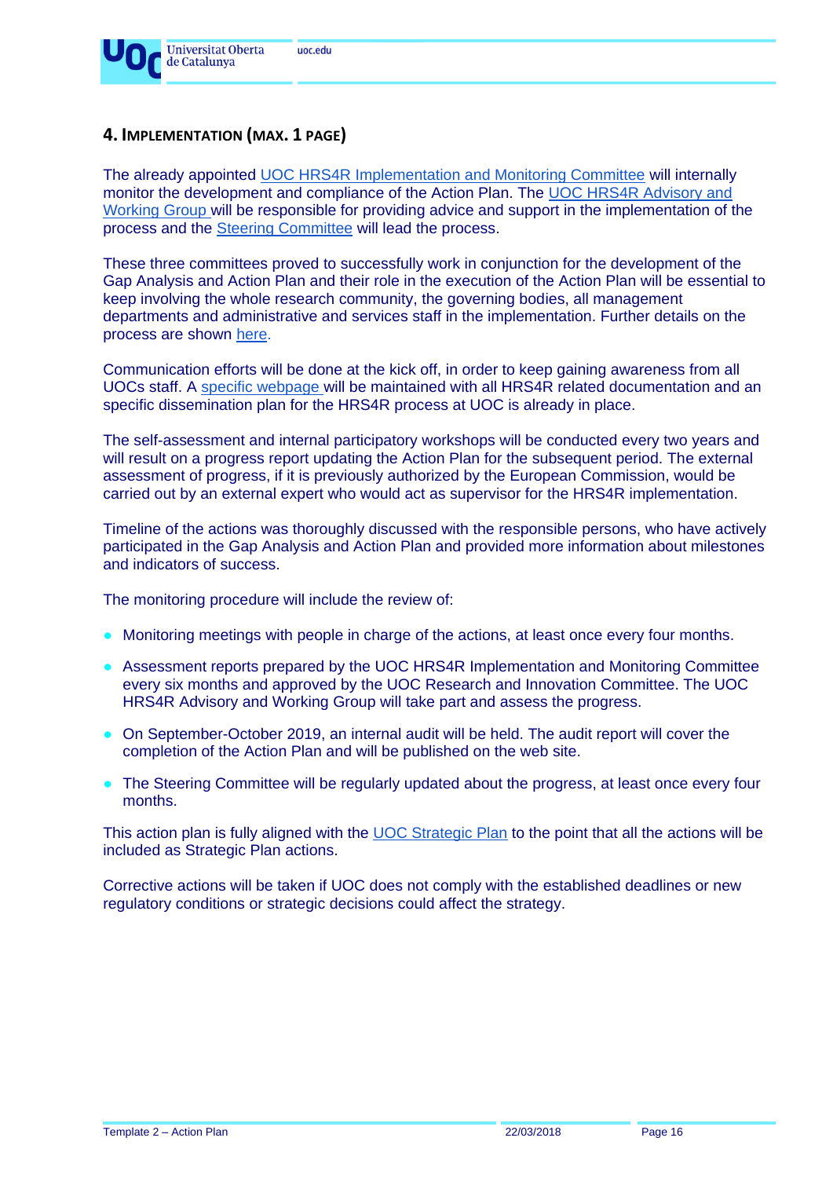## 4. IMPLEMENTATION (MAX. 1 PAGE)

The already appointed UOC HRS4R Implementation and Monitoring Committee will internally monitor the development and compliance of the Action Plan. The UOC HRS4R Advisory and Working Group will be responsible for providing advice and support in the implementation of the process and the Steering Committee will lead the process.

These three committees proved to successfully work in conjunction for the development of the Gap Analysis and Action Plan and their role in the execution of the Action Plan will be essential to keep involving the whole research community, the governing bodies, all management departments and administrative and services staff in the implementation. Further details on the process are shown here.

Communication efforts will be done at the kick off, in order to keep gaining awareness from all UOCs staff. A specific webpage will be maintained with all HRS4R related documentation and an specific dissemination plan for the HRS4R process at UOC is already in place.

The self-assessment and internal participatory workshops will be conducted every two years and will result on a progress report updating the Action Plan for the subsequent period. The external assessment of progress, if it is previously authorized by the European Commission, would be carried out by an external expert who would act as supervisor for the HRS4R implementation.

Timeline of the actions was thoroughly discussed with the responsible persons, who have actively participated in the Gap Analysis and Action Plan and provided more information about milestones and indicators of success.

The monitoring procedure will include the review of:

- Monitoring meetings with people in charge of the actions, at least once every four months.
- Assessment reports prepared by the UOC HRS4R Implementation and Monitoring Committee every six months and approved by the UOC Research and Innovation Committee. The UOC HRS4R Advisory and Working Group will take part and assess the progress.
- On September-October 2019, an internal audit will be held. The audit report will cover the completion of the Action Plan and will be published on the web site.
- The Steering Committee will be regularly updated about the progress, at least once every four months.

This action plan is fully aligned with the UOC Strategic Plan to the point that all the actions will be included as Strategic Plan actions.

Corrective actions will be taken if UOC does not comply with the established deadlines or new regulatory conditions or strategic decisions could affect the strategy.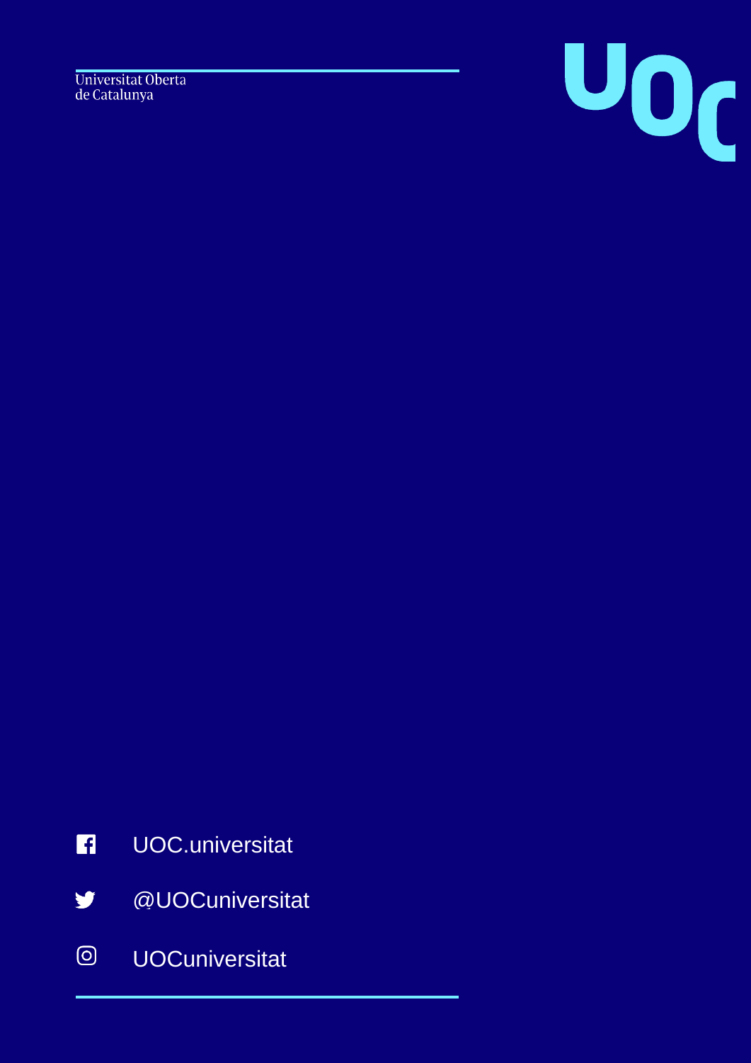Universitat Oberta
de Catalunya

UOC

UOC.universitat

@UOCuniversitat

UOCuniversitat